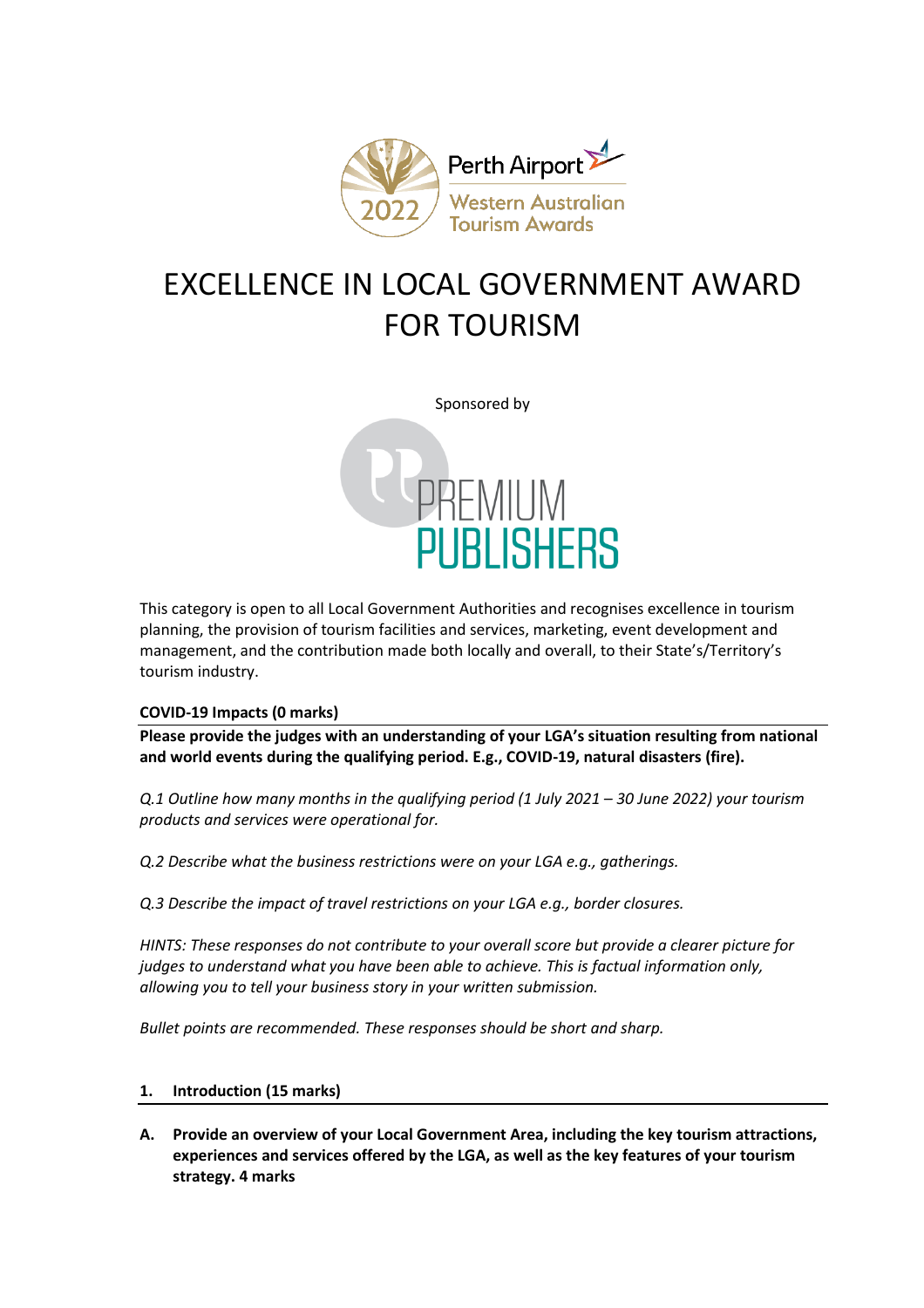Perth Airport
Western Australian Tourism Awards
2022

# EXCELLENCE IN LOCAL GOVERNMENT AWARD FOR TOURISM

Sponsored by

PREMIUM PUBLISHERS

This category is open to all Local Government Authorities and recognises excellence in tourism planning, the provision of tourism facilities and services, marketing, event development and management, and the contribution made both locally and overall, to their State's/Territory's tourism industry.

**COVID-19 Impacts (0 marks)**

**Please provide the judges with an understanding of your LGA's situation resulting from national and world events during the qualifying period. E.g., COVID-19, natural disasters (fire).**

*Q.1 Outline how many months in the qualifying period (1 July 2021 – 30 June 2022) your tourism products and services were operational for.*

*Q.2 Describe what the business restrictions were on your LGA e.g., gatherings.*

*Q.3 Describe the impact of travel restrictions on your LGA e.g., border closures.*

*HINTS: These responses do not contribute to your overall score but provide a clearer picture for judges to understand what you have been able to achieve. This is factual information only, allowing you to tell your business story in your written submission.*

*Bullet points are recommended. These responses should be short and sharp.*

**1. Introduction (15 marks)**

**A. Provide an overview of your Local Government Area, including the key tourism attractions, experiences and services offered by the LGA, as well as the key features of your tourism strategy. 4 marks**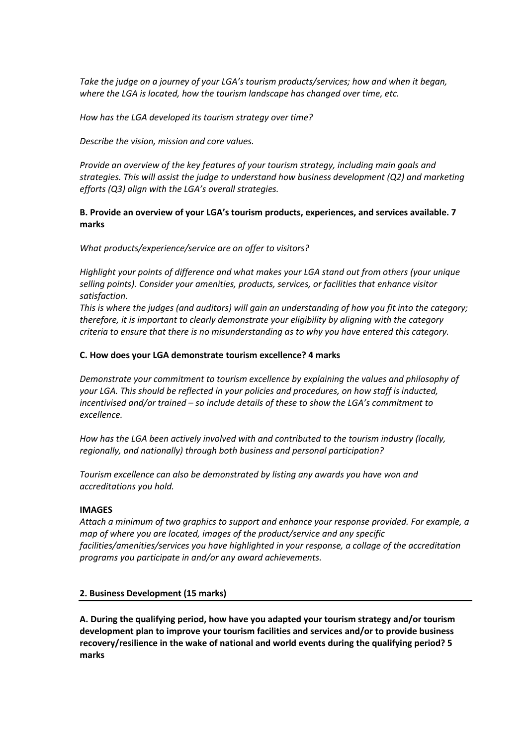*Take the judge on a journey of your LGA's tourism products/services; how and when it began, where the LGA is located, how the tourism landscape has changed over time, etc.*

*How has the LGA developed its tourism strategy over time?*

*Describe the vision, mission and core values.*

*Provide an overview of the key features of your tourism strategy, including main goals and strategies. This will assist the judge to understand how business development (Q2) and marketing efforts (Q3) align with the LGA's overall strategies.*

**B. Provide an overview of your LGA's tourism products, experiences, and services available. 7 marks**

*What products/experience/service are on offer to visitors?*

*Highlight your points of difference and what makes your LGA stand out from others (your unique selling points). Consider your amenities, products, services, or facilities that enhance visitor satisfaction.*
*This is where the judges (and auditors) will gain an understanding of how you fit into the category; therefore, it is important to clearly demonstrate your eligibility by aligning with the category criteria to ensure that there is no misunderstanding as to why you have entered this category.*

**C. How does your LGA demonstrate tourism excellence? 4 marks**

*Demonstrate your commitment to tourism excellence by explaining the values and philosophy of your LGA. This should be reflected in your policies and procedures, on how staff is inducted, incentivised and/or trained – so include details of these to show the LGA's commitment to excellence.*

*How has the LGA been actively involved with and contributed to the tourism industry (locally, regionally, and nationally) through both business and personal participation?*

*Tourism excellence can also be demonstrated by listing any awards you have won and accreditations you hold.*

**IMAGES**

*Attach a minimum of two graphics to support and enhance your response provided. For example, a map of where you are located, images of the product/service and any specific facilities/amenities/services you have highlighted in your response, a collage of the accreditation programs you participate in and/or any award achievements.*

## 2. Business Development (15 marks)

**A. During the qualifying period, how have you adapted your tourism strategy and/or tourism development plan to improve your tourism facilities and services and/or to provide business recovery/resilience in the wake of national and world events during the qualifying period? 5 marks**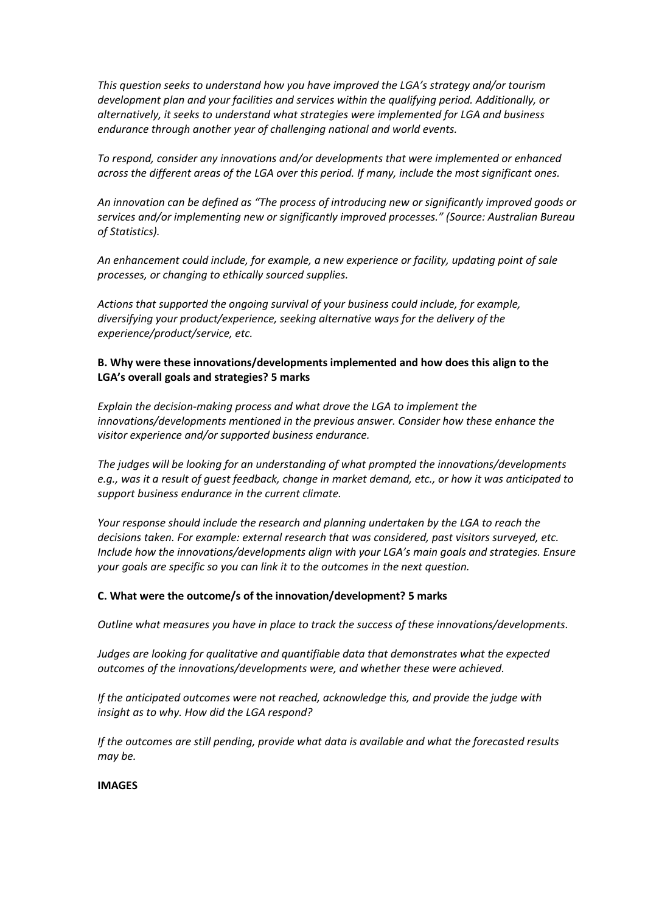*This question seeks to understand how you have improved the LGA's strategy and/or tourism development plan and your facilities and services within the qualifying period. Additionally, or alternatively, it seeks to understand what strategies were implemented for LGA and business endurance through another year of challenging national and world events.*

*To respond, consider any innovations and/or developments that were implemented or enhanced across the different areas of the LGA over this period. If many, include the most significant ones.*

*An innovation can be defined as "The process of introducing new or significantly improved goods or services and/or implementing new or significantly improved processes." (Source: Australian Bureau of Statistics).*

*An enhancement could include, for example, a new experience or facility, updating point of sale processes, or changing to ethically sourced supplies.*

*Actions that supported the ongoing survival of your business could include, for example, diversifying your product/experience, seeking alternative ways for the delivery of the experience/product/service, etc.*

**B. Why were these innovations/developments implemented and how does this align to the LGA's overall goals and strategies? 5 marks**

*Explain the decision-making process and what drove the LGA to implement the innovations/developments mentioned in the previous answer. Consider how these enhance the visitor experience and/or supported business endurance.*

*The judges will be looking for an understanding of what prompted the innovations/developments e.g., was it a result of guest feedback, change in market demand, etc., or how it was anticipated to support business endurance in the current climate.*

*Your response should include the research and planning undertaken by the LGA to reach the decisions taken. For example: external research that was considered, past visitors surveyed, etc. Include how the innovations/developments align with your LGA's main goals and strategies. Ensure your goals are specific so you can link it to the outcomes in the next question.*

**C. What were the outcome/s of the innovation/development? 5 marks**

*Outline what measures you have in place to track the success of these innovations/developments.*

*Judges are looking for qualitative and quantifiable data that demonstrates what the expected outcomes of the innovations/developments were, and whether these were achieved.*

*If the anticipated outcomes were not reached, acknowledge this, and provide the judge with insight as to why. How did the LGA respond?*

*If the outcomes are still pending, provide what data is available and what the forecasted results may be.*

**IMAGES**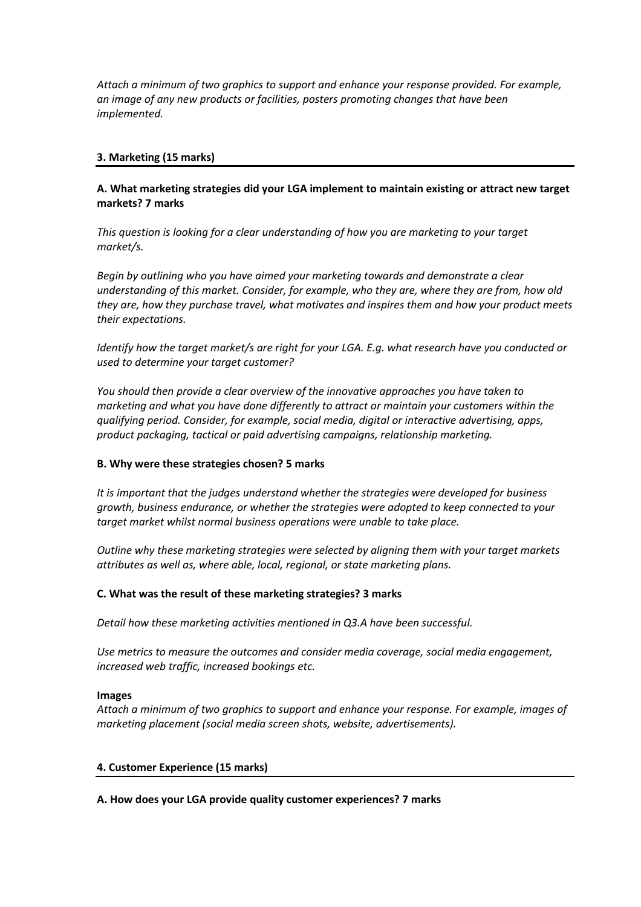*Attach a minimum of two graphics to support and enhance your response provided. For example, an image of any new products or facilities, posters promoting changes that have been implemented.*

## 3. Marketing (15 marks)

**A. What marketing strategies did your LGA implement to maintain existing or attract new target markets? 7 marks**

*This question is looking for a clear understanding of how you are marketing to your target market/s.*

*Begin by outlining who you have aimed your marketing towards and demonstrate a clear understanding of this market. Consider, for example, who they are, where they are from, how old they are, how they purchase travel, what motivates and inspires them and how your product meets their expectations.*

*Identify how the target market/s are right for your LGA. E.g. what research have you conducted or used to determine your target customer?*

*You should then provide a clear overview of the innovative approaches you have taken to marketing and what you have done differently to attract or maintain your customers within the qualifying period. Consider, for example, social media, digital or interactive advertising, apps, product packaging, tactical or paid advertising campaigns, relationship marketing.*

**B. Why were these strategies chosen? 5 marks**

*It is important that the judges understand whether the strategies were developed for business growth, business endurance, or whether the strategies were adopted to keep connected to your target market whilst normal business operations were unable to take place.*

*Outline why these marketing strategies were selected by aligning them with your target markets attributes as well as, where able, local, regional, or state marketing plans.*

**C. What was the result of these marketing strategies? 3 marks**

*Detail how these marketing activities mentioned in Q3.A have been successful.*

*Use metrics to measure the outcomes and consider media coverage, social media engagement, increased web traffic, increased bookings etc.*

**Images**
*Attach a minimum of two graphics to support and enhance your response. For example, images of marketing placement (social media screen shots, website, advertisements).*

## 4. Customer Experience (15 marks)

**A. How does your LGA provide quality customer experiences? 7 marks**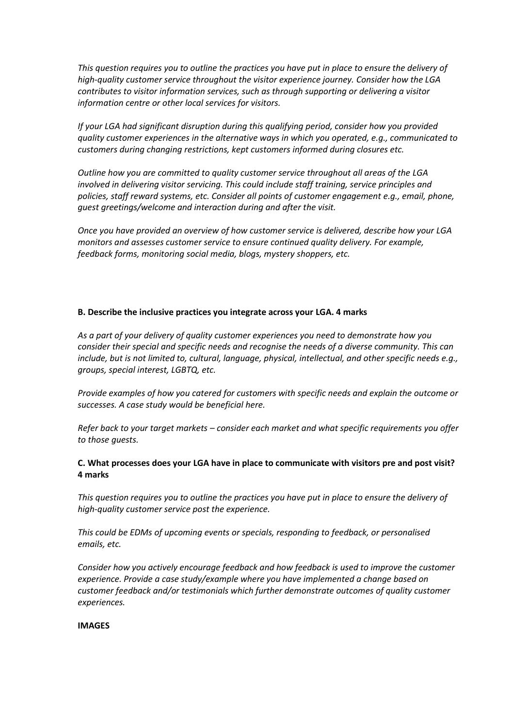*This question requires you to outline the practices you have put in place to ensure the delivery of high-quality customer service throughout the visitor experience journey. Consider how the LGA contributes to visitor information services, such as through supporting or delivering a visitor information centre or other local services for visitors.*

*If your LGA had significant disruption during this qualifying period, consider how you provided quality customer experiences in the alternative ways in which you operated, e.g., communicated to customers during changing restrictions, kept customers informed during closures etc.*

*Outline how you are committed to quality customer service throughout all areas of the LGA involved in delivering visitor servicing. This could include staff training, service principles and policies, staff reward systems, etc. Consider all points of customer engagement e.g., email, phone, guest greetings/welcome and interaction during and after the visit.*

*Once you have provided an overview of how customer service is delivered, describe how your LGA monitors and assesses customer service to ensure continued quality delivery. For example, feedback forms, monitoring social media, blogs, mystery shoppers, etc.*

**B. Describe the inclusive practices you integrate across your LGA. 4 marks**

*As a part of your delivery of quality customer experiences you need to demonstrate how you consider their special and specific needs and recognise the needs of a diverse community. This can include, but is not limited to, cultural, language, physical, intellectual, and other specific needs e.g., groups, special interest, LGBTQ, etc.*

*Provide examples of how you catered for customers with specific needs and explain the outcome or successes. A case study would be beneficial here.*

*Refer back to your target markets – consider each market and what specific requirements you offer to those guests.*

**C. What processes does your LGA have in place to communicate with visitors pre and post visit? 4 marks**

*This question requires you to outline the practices you have put in place to ensure the delivery of high-quality customer service post the experience.*

*This could be EDMs of upcoming events or specials, responding to feedback, or personalised emails, etc.*

*Consider how you actively encourage feedback and how feedback is used to improve the customer experience. Provide a case study/example where you have implemented a change based on customer feedback and/or testimonials which further demonstrate outcomes of quality customer experiences.*

**IMAGES**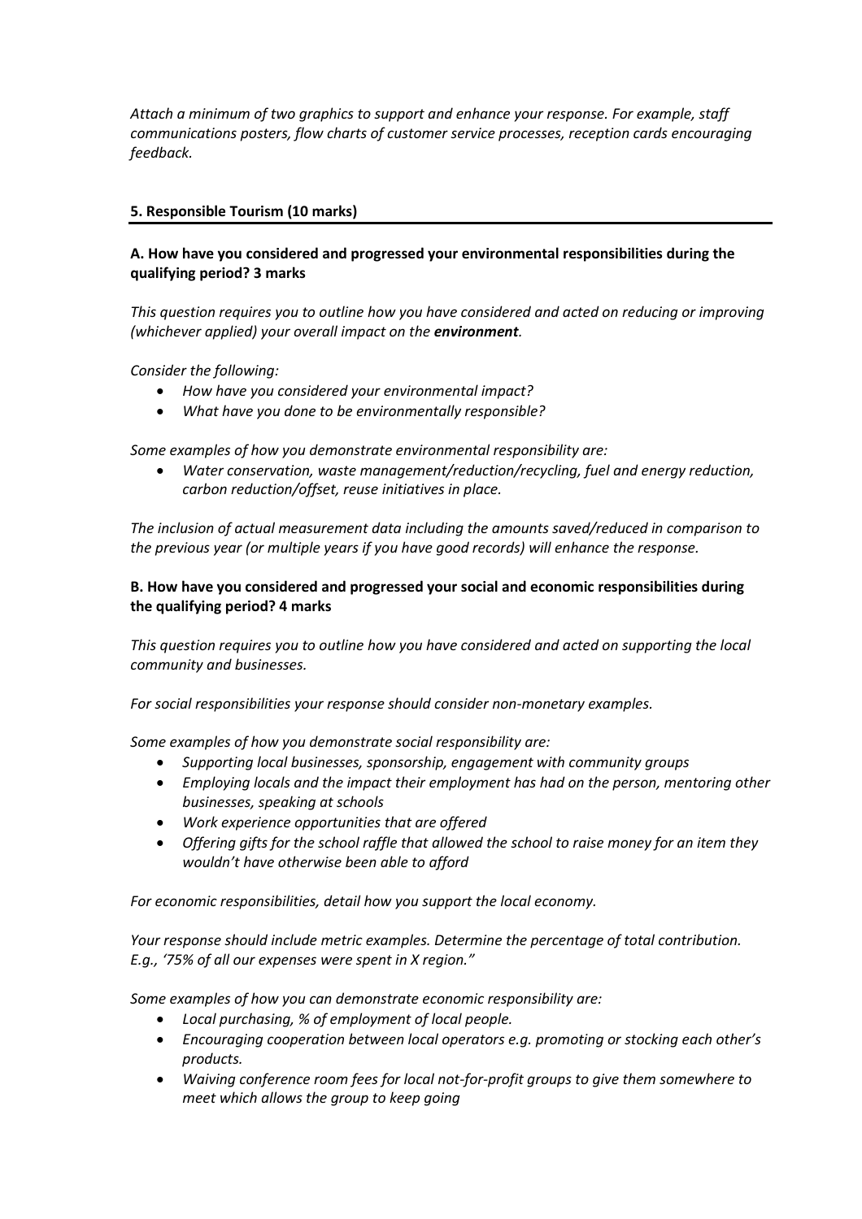*Attach a minimum of two graphics to support and enhance your response. For example, staff communications posters, flow charts of customer service processes, reception cards encouraging feedback.*

## 5. Responsible Tourism (10 marks)

### A. How have you considered and progressed your environmental responsibilities during the qualifying period? 3 marks

*This question requires you to outline how you have considered and acted on reducing or improving (whichever applied) your overall impact on the **environment**.*

*Consider the following:*

- *How have you considered your environmental impact?*
- *What have you done to be environmentally responsible?*

*Some examples of how you demonstrate environmental responsibility are:*

- *Water conservation, waste management/reduction/recycling, fuel and energy reduction, carbon reduction/offset, reuse initiatives in place.*

*The inclusion of actual measurement data including the amounts saved/reduced in comparison to the previous year (or multiple years if you have good records) will enhance the response.*

### B. How have you considered and progressed your social and economic responsibilities during the qualifying period? 4 marks

*This question requires you to outline how you have considered and acted on supporting the local community and businesses.*

*For social responsibilities your response should consider non-monetary examples.*

*Some examples of how you demonstrate social responsibility are:*

- *Supporting local businesses, sponsorship, engagement with community groups*
- *Employing locals and the impact their employment has had on the person, mentoring other businesses, speaking at schools*
- *Work experience opportunities that are offered*
- *Offering gifts for the school raffle that allowed the school to raise money for an item they wouldn't have otherwise been able to afford*

*For economic responsibilities, detail how you support the local economy.*

*Your response should include metric examples. Determine the percentage of total contribution. E.g., '75% of all our expenses were spent in X region."*

*Some examples of how you can demonstrate economic responsibility are:*

- *Local purchasing, % of employment of local people.*
- *Encouraging cooperation between local operators e.g. promoting or stocking each other's products.*
- *Waiving conference room fees for local not-for-profit groups to give them somewhere to meet which allows the group to keep going*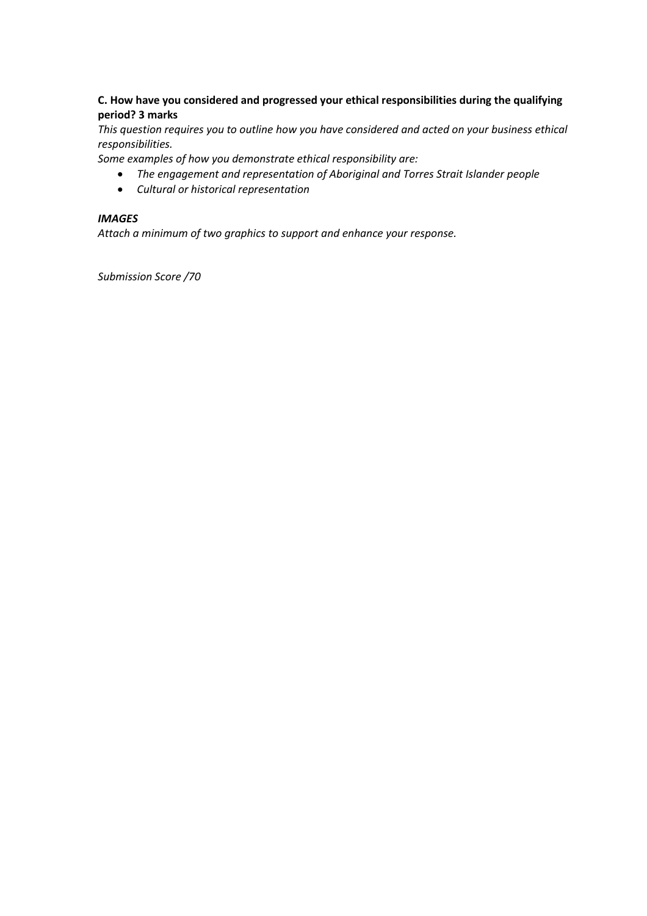**C. How have you considered and progressed your ethical responsibilities during the qualifying period? 3 marks**

*This question requires you to outline how you have considered and acted on your business ethical responsibilities.*

*Some examples of how you demonstrate ethical responsibility are:*

- *The engagement and representation of Aboriginal and Torres Strait Islander people*
- *Cultural or historical representation*

***IMAGES***

*Attach a minimum of two graphics to support and enhance your response.*

*Submission Score /70*